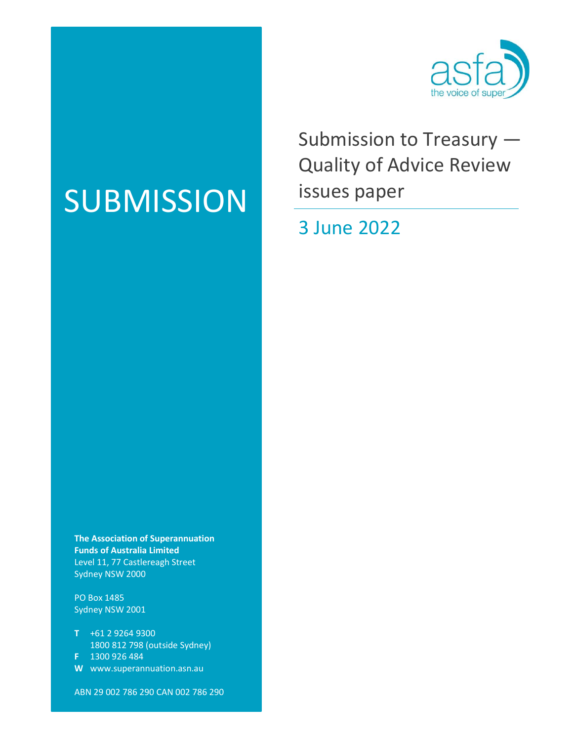asfa
the voice of super

# SUBMISSION

## Submission to Treasury — Quality of Advice Review issues paper

3 June 2022

**The Association of Superannuation Funds of Australia Limited**
Level 11, 77 Castlereagh Street
Sydney NSW 2000

PO Box 1485
Sydney NSW 2001

**T** +61 2 9264 9300
1800 812 798 (outside Sydney)
**F** 1300 926 484
**W** www.superannuation.asn.au

ABN 29 002 786 290 CAN 002 786 290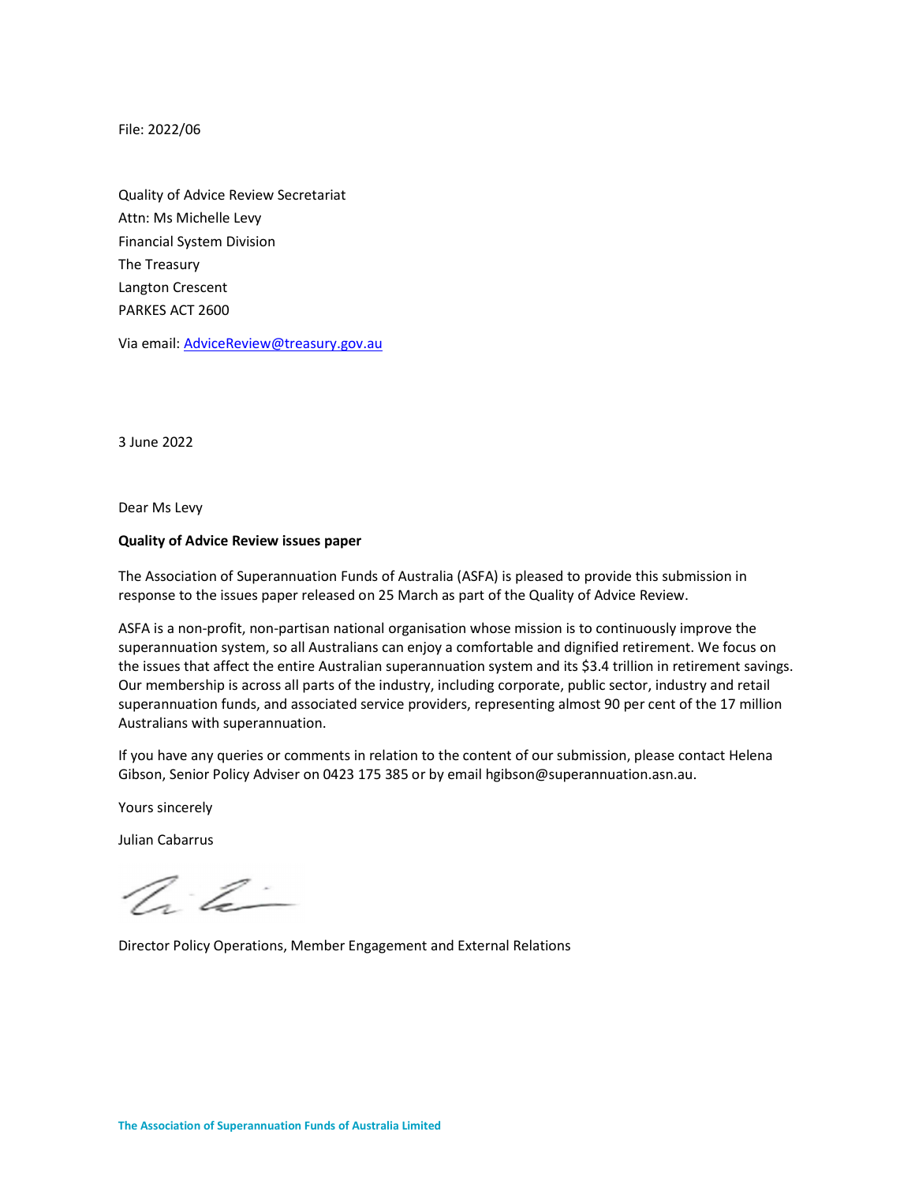File: 2022/06

Quality of Advice Review Secretariat
Attn: Ms Michelle Levy
Financial System Division
The Treasury
Langton Crescent
PARKES ACT 2600

Via email: [AdviceReview@treasury.gov.au](mailto:AdviceReview@treasury.gov.au)

3 June 2022

Dear Ms Levy

**Quality of Advice Review issues paper**

The Association of Superannuation Funds of Australia (ASFA) is pleased to provide this submission in response to the issues paper released on 25 March as part of the Quality of Advice Review.

ASFA is a non-profit, non-partisan national organisation whose mission is to continuously improve the superannuation system, so all Australians can enjoy a comfortable and dignified retirement. We focus on the issues that affect the entire Australian superannuation system and its $3.4 trillion in retirement savings. Our membership is across all parts of the industry, including corporate, public sector, industry and retail superannuation funds, and associated service providers, representing almost 90 per cent of the 17 million Australians with superannuation.

If you have any queries or comments in relation to the content of our submission, please contact Helena Gibson, Senior Policy Adviser on 0423 175 385 or by email hgibson@superannuation.asn.au.

Yours sincerely

Julian Cabarrus

Director Policy Operations, Member Engagement and External Relations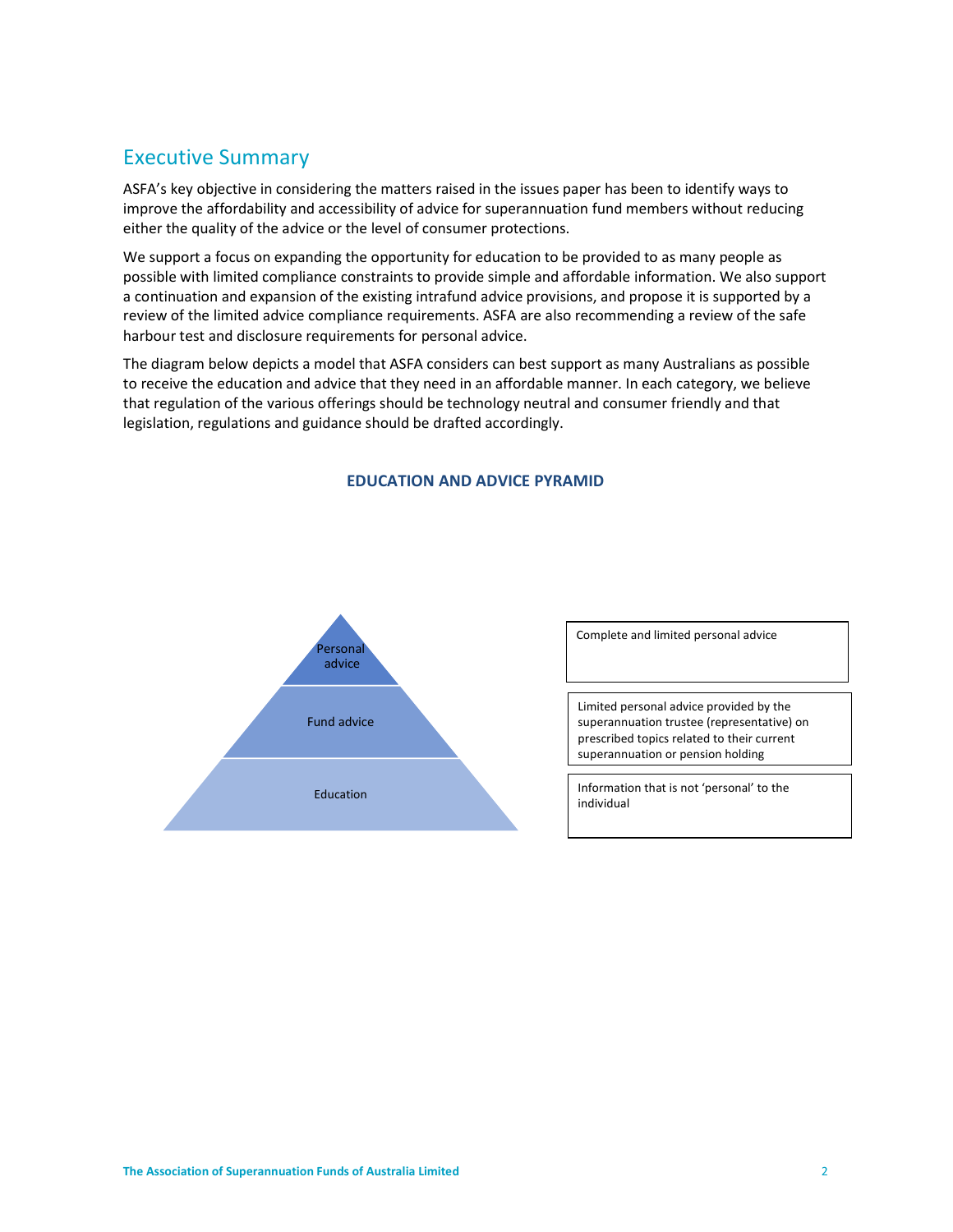## Executive Summary

ASFA's key objective in considering the matters raised in the issues paper has been to identify ways to improve the affordability and accessibility of advice for superannuation fund members without reducing either the quality of the advice or the level of consumer protections.

We support a focus on expanding the opportunity for education to be provided to as many people as possible with limited compliance constraints to provide simple and affordable information. We also support a continuation and expansion of the existing intrafund advice provisions, and propose it is supported by a review of the limited advice compliance requirements. ASFA are also recommending a review of the safe harbour test and disclosure requirements for personal advice.

The diagram below depicts a model that ASFA considers can best support as many Australians as possible to receive the education and advice that they need in an affordable manner. In each category, we believe that regulation of the various offerings should be technology neutral and consumer friendly and that legislation, regulations and guidance should be drafted accordingly.

**EDUCATION AND ADVICE PYRAMID**

| Pyramid level | Description |
| --- | --- |
| Personal advice | Complete and limited personal advice |
| Fund advice | Limited personal advice provided by the superannuation trustee (representative) on prescribed topics related to their current superannuation or pension holding |
| Education | Information that is not 'personal' to the individual |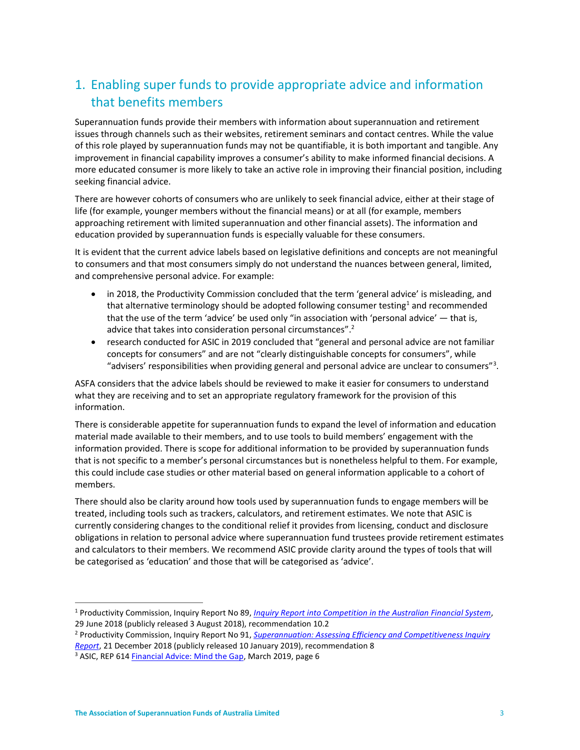## 1. Enabling super funds to provide appropriate advice and information that benefits members

Superannuation funds provide their members with information about superannuation and retirement issues through channels such as their websites, retirement seminars and contact centres. While the value of this role played by superannuation funds may not be quantifiable, it is both important and tangible. Any improvement in financial capability improves a consumer's ability to make informed financial decisions. A more educated consumer is more likely to take an active role in improving their financial position, including seeking financial advice.

There are however cohorts of consumers who are unlikely to seek financial advice, either at their stage of life (for example, younger members without the financial means) or at all (for example, members approaching retirement with limited superannuation and other financial assets). The information and education provided by superannuation funds is especially valuable for these consumers.

It is evident that the current advice labels based on legislative definitions and concepts are not meaningful to consumers and that most consumers simply do not understand the nuances between general, limited, and comprehensive personal advice. For example:

- in 2018, the Productivity Commission concluded that the term 'general advice' is misleading, and that alternative terminology should be adopted following consumer testing[1] and recommended that the use of the term 'advice' be used only "in association with 'personal advice' — that is, advice that takes into consideration personal circumstances".[2]
- research conducted for ASIC in 2019 concluded that "general and personal advice are not familiar concepts for consumers" and are not "clearly distinguishable concepts for consumers", while "advisers' responsibilities when providing general and personal advice are unclear to consumers"[3].

ASFA considers that the advice labels should be reviewed to make it easier for consumers to understand what they are receiving and to set an appropriate regulatory framework for the provision of this information.

There is considerable appetite for superannuation funds to expand the level of information and education material made available to their members, and to use tools to build members' engagement with the information provided. There is scope for additional information to be provided by superannuation funds that is not specific to a member's personal circumstances but is nonetheless helpful to them. For example, this could include case studies or other material based on general information applicable to a cohort of members.

There should also be clarity around how tools used by superannuation funds to engage members will be treated, including tools such as trackers, calculators, and retirement estimates. We note that ASIC is currently considering changes to the conditional relief it provides from licensing, conduct and disclosure obligations in relation to personal advice where superannuation fund trustees provide retirement estimates and calculators to their members. We recommend ASIC provide clarity around the types of tools that will be categorised as 'education' and those that will be categorised as 'advice'.

---

[1] Productivity Commission, Inquiry Report No 89, *Inquiry Report into Competition in the Australian Financial System*, 29 June 2018 (publicly released 3 August 2018), recommendation 10.2

[2] Productivity Commission, Inquiry Report No 91, *Superannuation: Assessing Efficiency and Competitiveness Inquiry Report*, 21 December 2018 (publicly released 10 January 2019), recommendation 8

[3] ASIC, REP 614 Financial Advice: Mind the Gap, March 2019, page 6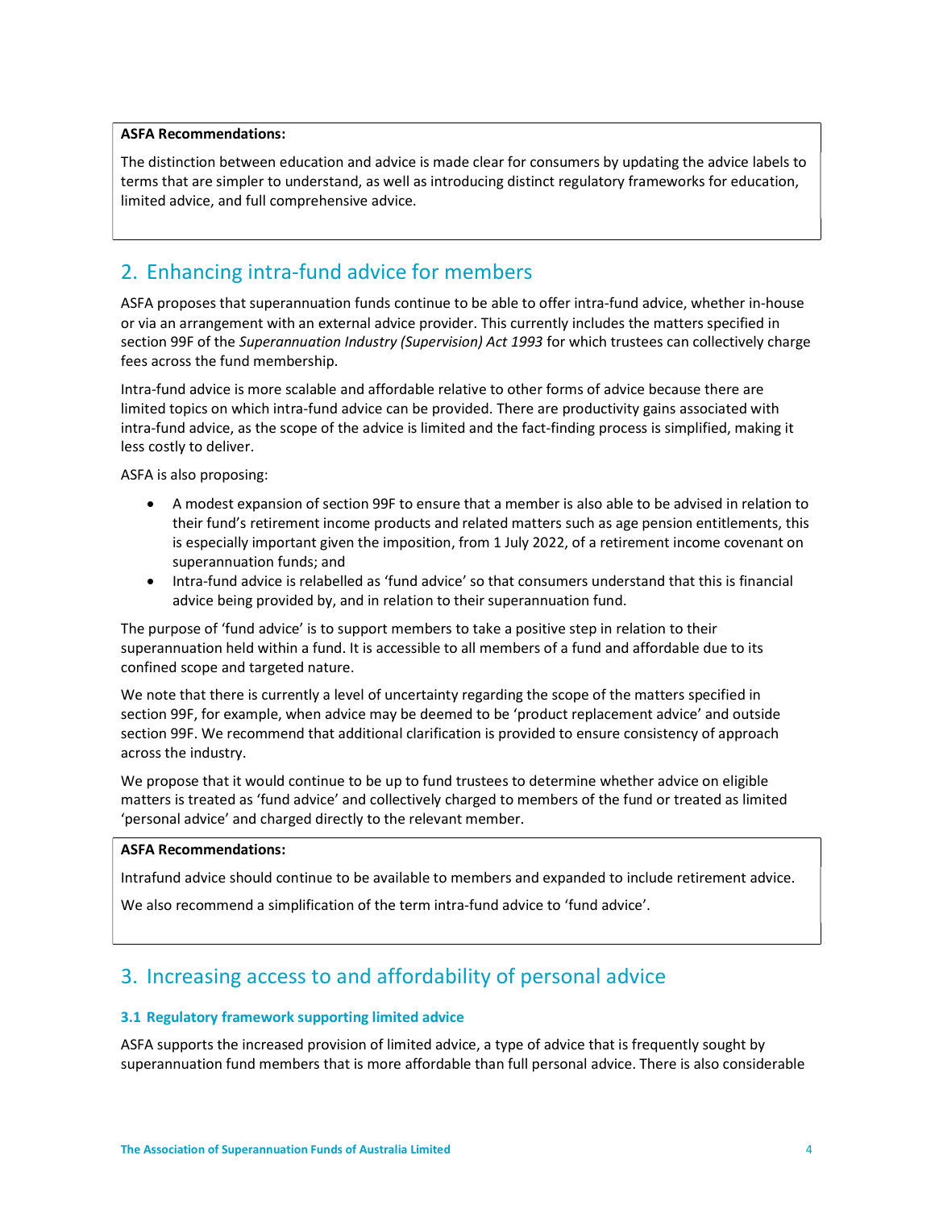**ASFA Recommendations:**

The distinction between education and advice is made clear for consumers by updating the advice labels to terms that are simpler to understand, as well as introducing distinct regulatory frameworks for education, limited advice, and full comprehensive advice.

## 2. Enhancing intra-fund advice for members

ASFA proposes that superannuation funds continue to be able to offer intra-fund advice, whether in-house or via an arrangement with an external advice provider. This currently includes the matters specified in section 99F of the *Superannuation Industry (Supervision) Act 1993* for which trustees can collectively charge fees across the fund membership.

Intra-fund advice is more scalable and affordable relative to other forms of advice because there are limited topics on which intra-fund advice can be provided. There are productivity gains associated with intra-fund advice, as the scope of the advice is limited and the fact-finding process is simplified, making it less costly to deliver.

ASFA is also proposing:

- A modest expansion of section 99F to ensure that a member is also able to be advised in relation to their fund's retirement income products and related matters such as age pension entitlements, this is especially important given the imposition, from 1 July 2022, of a retirement income covenant on superannuation funds; and
- Intra-fund advice is relabelled as 'fund advice' so that consumers understand that this is financial advice being provided by, and in relation to their superannuation fund.

The purpose of 'fund advice' is to support members to take a positive step in relation to their superannuation held within a fund. It is accessible to all members of a fund and affordable due to its confined scope and targeted nature.

We note that there is currently a level of uncertainty regarding the scope of the matters specified in section 99F, for example, when advice may be deemed to be 'product replacement advice' and outside section 99F. We recommend that additional clarification is provided to ensure consistency of approach across the industry.

We propose that it would continue to be up to fund trustees to determine whether advice on eligible matters is treated as 'fund advice' and collectively charged to members of the fund or treated as limited 'personal advice' and charged directly to the relevant member.

**ASFA Recommendations:**

Intrafund advice should continue to be available to members and expanded to include retirement advice.

We also recommend a simplification of the term intra-fund advice to 'fund advice'.

## 3. Increasing access to and affordability of personal advice

### 3.1 Regulatory framework supporting limited advice

ASFA supports the increased provision of limited advice, a type of advice that is frequently sought by superannuation fund members that is more affordable than full personal advice. There is also considerable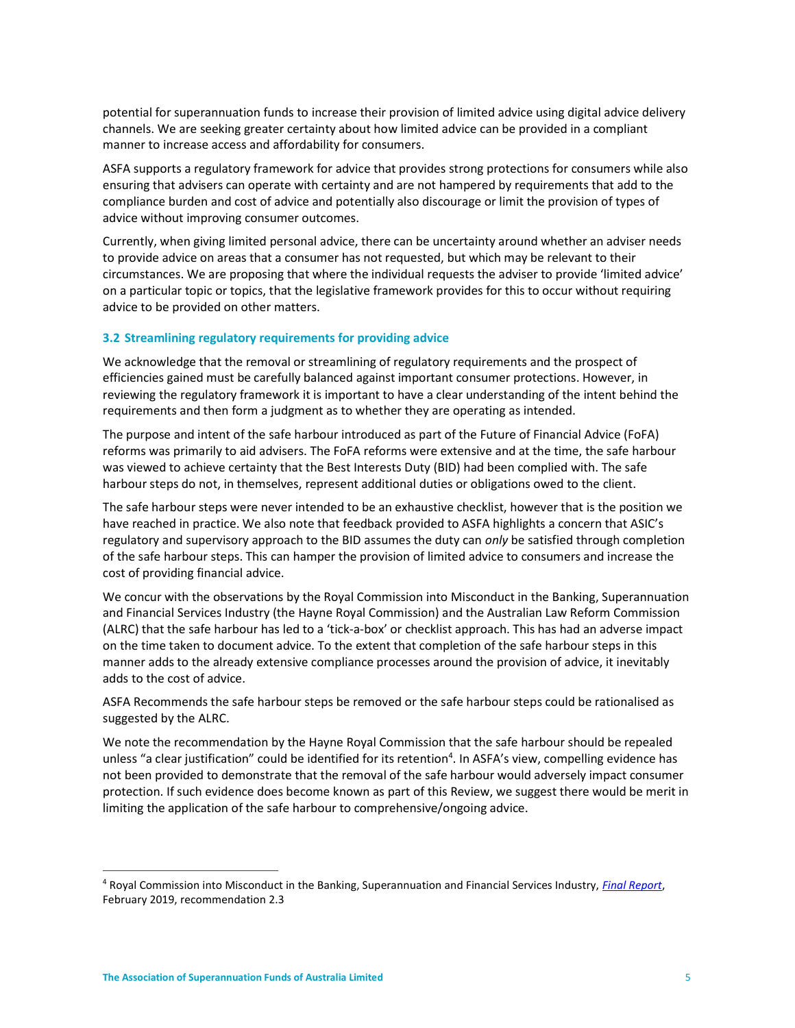potential for superannuation funds to increase their provision of limited advice using digital advice delivery channels. We are seeking greater certainty about how limited advice can be provided in a compliant manner to increase access and affordability for consumers.

ASFA supports a regulatory framework for advice that provides strong protections for consumers while also ensuring that advisers can operate with certainty and are not hampered by requirements that add to the compliance burden and cost of advice and potentially also discourage or limit the provision of types of advice without improving consumer outcomes.

Currently, when giving limited personal advice, there can be uncertainty around whether an adviser needs to provide advice on areas that a consumer has not requested, but which may be relevant to their circumstances. We are proposing that where the individual requests the adviser to provide 'limited advice' on a particular topic or topics, that the legislative framework provides for this to occur without requiring advice to be provided on other matters.

### 3.2 Streamlining regulatory requirements for providing advice

We acknowledge that the removal or streamlining of regulatory requirements and the prospect of efficiencies gained must be carefully balanced against important consumer protections. However, in reviewing the regulatory framework it is important to have a clear understanding of the intent behind the requirements and then form a judgment as to whether they are operating as intended.

The purpose and intent of the safe harbour introduced as part of the Future of Financial Advice (FoFA) reforms was primarily to aid advisers. The FoFA reforms were extensive and at the time, the safe harbour was viewed to achieve certainty that the Best Interests Duty (BID) had been complied with. The safe harbour steps do not, in themselves, represent additional duties or obligations owed to the client.

The safe harbour steps were never intended to be an exhaustive checklist, however that is the position we have reached in practice. We also note that feedback provided to ASFA highlights a concern that ASIC's regulatory and supervisory approach to the BID assumes the duty can *only* be satisfied through completion of the safe harbour steps. This can hamper the provision of limited advice to consumers and increase the cost of providing financial advice.

We concur with the observations by the Royal Commission into Misconduct in the Banking, Superannuation and Financial Services Industry (the Hayne Royal Commission) and the Australian Law Reform Commission (ALRC) that the safe harbour has led to a 'tick-a-box' or checklist approach. This has had an adverse impact on the time taken to document advice. To the extent that completion of the safe harbour steps in this manner adds to the already extensive compliance processes around the provision of advice, it inevitably adds to the cost of advice.

ASFA Recommends the safe harbour steps be removed or the safe harbour steps could be rationalised as suggested by the ALRC.

We note the recommendation by the Hayne Royal Commission that the safe harbour should be repealed unless "a clear justification" could be identified for its retention[4]. In ASFA's view, compelling evidence has not been provided to demonstrate that the removal of the safe harbour would adversely impact consumer protection. If such evidence does become known as part of this Review, we suggest there would be merit in limiting the application of the safe harbour to comprehensive/ongoing advice.

---

[4] Royal Commission into Misconduct in the Banking, Superannuation and Financial Services Industry, *Final Report*, February 2019, recommendation 2.3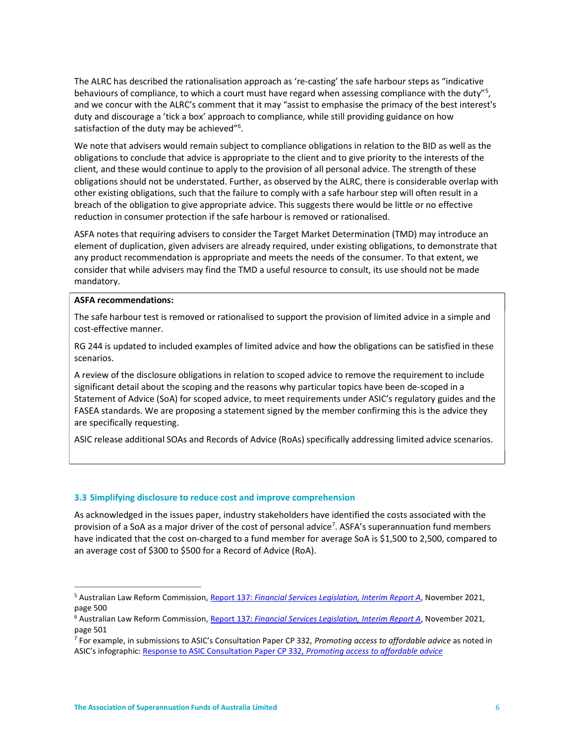The ALRC has described the rationalisation approach as 're-casting' the safe harbour steps as "indicative behaviours of compliance, to which a court must have regard when assessing compliance with the duty"[5], and we concur with the ALRC's comment that it may "assist to emphasise the primacy of the best interest's duty and discourage a 'tick a box' approach to compliance, while still providing guidance on how satisfaction of the duty may be achieved"[6].

We note that advisers would remain subject to compliance obligations in relation to the BID as well as the obligations to conclude that advice is appropriate to the client and to give priority to the interests of the client, and these would continue to apply to the provision of all personal advice. The strength of these obligations should not be understated. Further, as observed by the ALRC, there is considerable overlap with other existing obligations, such that the failure to comply with a safe harbour step will often result in a breach of the obligation to give appropriate advice. This suggests there would be little or no effective reduction in consumer protection if the safe harbour is removed or rationalised.

ASFA notes that requiring advisers to consider the Target Market Determination (TMD) may introduce an element of duplication, given advisers are already required, under existing obligations, to demonstrate that any product recommendation is appropriate and meets the needs of the consumer. To that extent, we consider that while advisers may find the TMD a useful resource to consult, its use should not be made mandatory.

**ASFA recommendations:**

The safe harbour test is removed or rationalised to support the provision of limited advice in a simple and cost-effective manner.

RG 244 is updated to included examples of limited advice and how the obligations can be satisfied in these scenarios.

A review of the disclosure obligations in relation to scoped advice to remove the requirement to include significant detail about the scoping and the reasons why particular topics have been de-scoped in a Statement of Advice (SoA) for scoped advice, to meet requirements under ASIC's regulatory guides and the FASEA standards. We are proposing a statement signed by the member confirming this is the advice they are specifically requesting.

ASIC release additional SOAs and Records of Advice (RoAs) specifically addressing limited advice scenarios.

### 3.3 Simplifying disclosure to reduce cost and improve comprehension

As acknowledged in the issues paper, industry stakeholders have identified the costs associated with the provision of a SoA as a major driver of the cost of personal advice[7]. ASFA's superannuation fund members have indicated that the cost on-charged to a fund member for average SoA is $1,500 to 2,500, compared to an average cost of $300 to $500 for a Record of Advice (RoA).

---

[5] Australian Law Reform Commission, Report 137: *Financial Services Legislation, Interim Report A*, November 2021, page 500

[6] Australian Law Reform Commission, Report 137: *Financial Services Legislation, Interim Report A*, November 2021, page 501

[7] For example, in submissions to ASIC's Consultation Paper CP 332, *Promoting access to affordable advice* as noted in ASIC's infographic: Response to ASIC Consultation Paper CP 332, *Promoting access to affordable advice*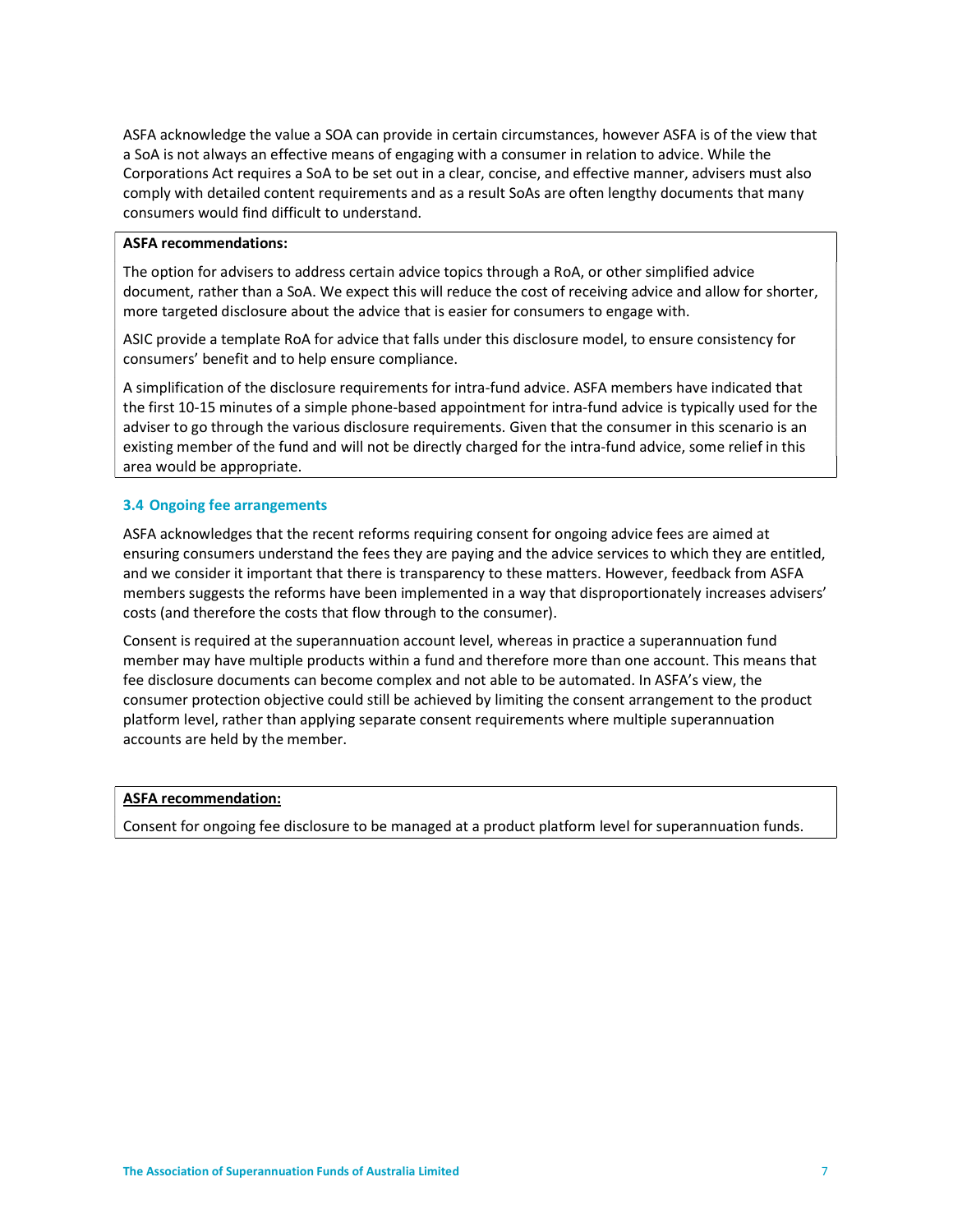ASFA acknowledge the value a SOA can provide in certain circumstances, however ASFA is of the view that a SoA is not always an effective means of engaging with a consumer in relation to advice. While the Corporations Act requires a SoA to be set out in a clear, concise, and effective manner, advisers must also comply with detailed content requirements and as a result SoAs are often lengthy documents that many consumers would find difficult to understand.

**ASFA recommendations:**

The option for advisers to address certain advice topics through a RoA, or other simplified advice document, rather than a SoA. We expect this will reduce the cost of receiving advice and allow for shorter, more targeted disclosure about the advice that is easier for consumers to engage with.

ASIC provide a template RoA for advice that falls under this disclosure model, to ensure consistency for consumers' benefit and to help ensure compliance.

A simplification of the disclosure requirements for intra-fund advice. ASFA members have indicated that the first 10-15 minutes of a simple phone-based appointment for intra-fund advice is typically used for the adviser to go through the various disclosure requirements. Given that the consumer in this scenario is an existing member of the fund and will not be directly charged for the intra-fund advice, some relief in this area would be appropriate.

### 3.4 Ongoing fee arrangements

ASFA acknowledges that the recent reforms requiring consent for ongoing advice fees are aimed at ensuring consumers understand the fees they are paying and the advice services to which they are entitled, and we consider it important that there is transparency to these matters. However, feedback from ASFA members suggests the reforms have been implemented in a way that disproportionately increases advisers' costs (and therefore the costs that flow through to the consumer).

Consent is required at the superannuation account level, whereas in practice a superannuation fund member may have multiple products within a fund and therefore more than one account. This means that fee disclosure documents can become complex and not able to be automated. In ASFA's view, the consumer protection objective could still be achieved by limiting the consent arrangement to the product platform level, rather than applying separate consent requirements where multiple superannuation accounts are held by the member.

**ASFA recommendation:**

Consent for ongoing fee disclosure to be managed at a product platform level for superannuation funds.